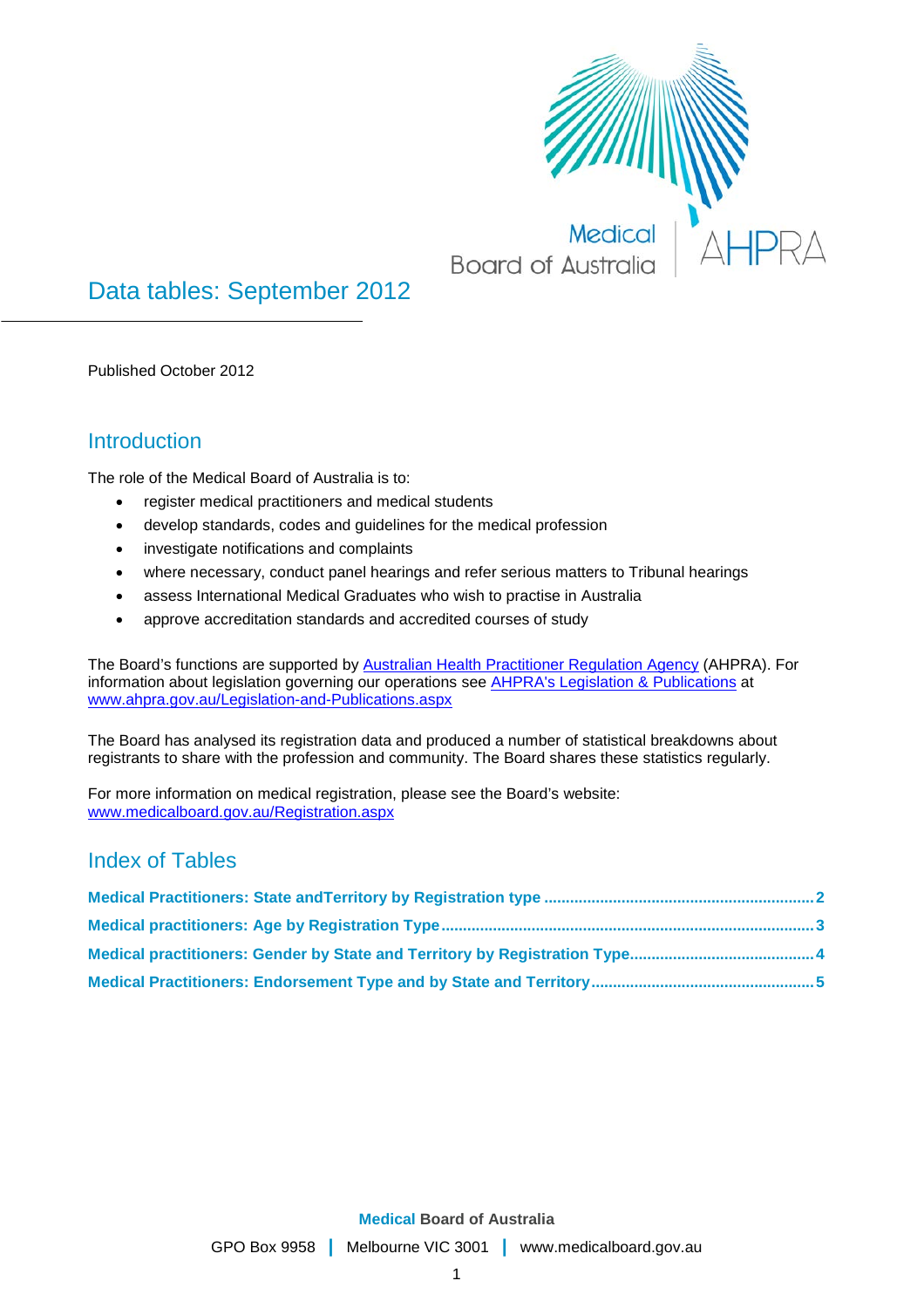# Data tables: September 2012

Published October 2012

## Introduction

The role of the Medical Board of Australia is to:

- register medical practitioners and medical students
- develop standards, codes and guidelines for the medical profession
- investigate notifications and complaints
- where necessary, conduct panel hearings and refer serious matters to Tribunal hearings
- assess International Medical Graduates who wish to practise in Australia
- approve accreditation standards and accredited courses of study

The Board's functions are supported by Australian Health Practitioner Regulation Agency (AHPRA). For information about legislation governing our operations see AHPRA's Legislation & Publications at www.ahpra.gov.au/Legislation-and-Publications.aspx

The Board has analysed its registration data and produced a number of statistical breakdowns about registrants to share with the profession and community. The Board shares these statistics regularly.

For more information on medical registration, please see the Board's website: www.medicalboard.gov.au/Registration.aspx

## Index of Tables

**Medical Practitioners: State andTerritory by Registration type .......... 2**

**Medical practitioners: Age by Registration Type .......... 3**

**Medical practitioners: Gender by State and Territory by Registration Type .......... 4**

**Medical Practitioners: Endorsement Type and by State and Territory .......... 5**

**Medical** Board of Australia

GPO Box 9958 | Melbourne VIC 3001 | www.medicalboard.gov.au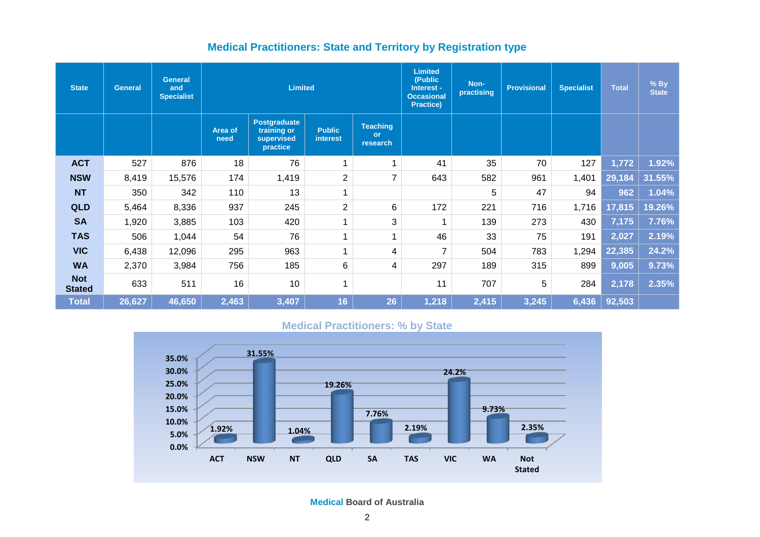## Medical Practitioners: State and Territory by Registration type

| State | General | General and Specialist | Limited | | | | Limited (Public Interest - Occasional Practice) | Non-practising | Provisional | Specialist | Total | % By State |
|---|---|---|---|---|---|---|---|---|---|---|---|---|
| | | | Area of need | Postgraduate training or supervised practice | Public interest | Teaching or research | | | | | | |
| **ACT** | 527 | 876 | 18 | 76 | 1 | 1 | 41 | 35 | 70 | 127 | **1,772** | **1.92%** |
| **NSW** | 8,419 | 15,576 | 174 | 1,419 | 2 | 7 | 643 | 582 | 961 | 1,401 | **29,184** | **31.55%** |
| **NT** | 350 | 342 | 110 | 13 | 1 | | | 5 | 47 | 94 | **962** | **1.04%** |
| **QLD** | 5,464 | 8,336 | 937 | 245 | 2 | 6 | 172 | 221 | 716 | 1,716 | **17,815** | **19.26%** |
| **SA** | 1,920 | 3,885 | 103 | 420 | 1 | 3 | 1 | 139 | 273 | 430 | **7,175** | **7.76%** |
| **TAS** | 506 | 1,044 | 54 | 76 | 1 | 1 | 46 | 33 | 75 | 191 | **2,027** | **2.19%** |
| **VIC** | 6,438 | 12,096 | 295 | 963 | 1 | 4 | 7 | 504 | 783 | 1,294 | **22,385** | **24.2%** |
| **WA** | 2,370 | 3,984 | 756 | 185 | 6 | 4 | 297 | 189 | 315 | 899 | **9,005** | **9.73%** |
| **Not Stated** | 633 | 511 | 16 | 10 | 1 | | 11 | 707 | 5 | 284 | **2,178** | **2.35%** |
| **Total** | **26,627** | **46,650** | **2,463** | **3,407** | **16** | **26** | **1,218** | **2,415** | **3,245** | **6,436** | **92,503** | |

### Medical Practitioners: % by State

| State | % |
|---|---|
| ACT | 1.92% |
| NSW | 31.55% |
| NT | 1.04% |
| QLD | 19.26% |
| SA | 7.76% |
| TAS | 2.19% |
| VIC | 24.2% |
| WA | 9.73% |
| Not Stated | 2.35% |

**Medical Board of Australia**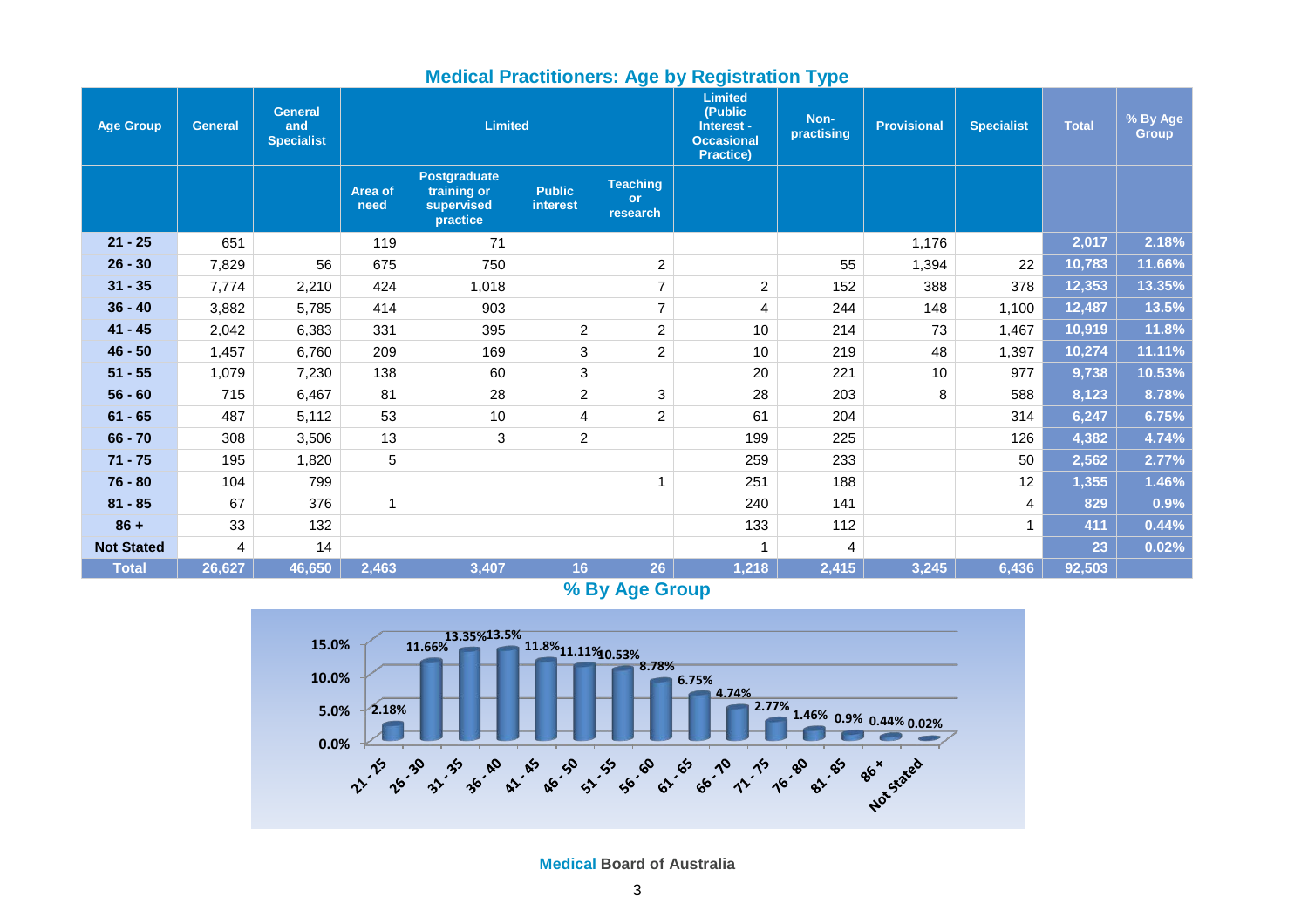## Medical Practitioners: Age by Registration Type

| Age Group | General | General and Specialist | Limited | | | | Limited (Public Interest - Occasional Practice) | Non-practising | Provisional | Specialist | Total | % By Age Group |
|---|---|---|---|---|---|---|---|---|---|---|---|---|
| | | | Area of need | Postgraduate training or supervised practice | Public interest | Teaching or research | | | | | | |
| **21 - 25** | 651 | | 119 | 71 | | | | | 1,176 | | **2,017** | **2.18%** |
| **26 - 30** | 7,829 | 56 | 675 | 750 | | 2 | | 55 | 1,394 | 22 | **10,783** | **11.66%** |
| **31 - 35** | 7,774 | 2,210 | 424 | 1,018 | | 7 | 2 | 152 | 388 | 378 | **12,353** | **13.35%** |
| **36 - 40** | 3,882 | 5,785 | 414 | 903 | | 7 | 4 | 244 | 148 | 1,100 | **12,487** | **13.5%** |
| **41 - 45** | 2,042 | 6,383 | 331 | 395 | 2 | 2 | 10 | 214 | 73 | 1,467 | **10,919** | **11.8%** |
| **46 - 50** | 1,457 | 6,760 | 209 | 169 | 3 | 2 | 10 | 219 | 48 | 1,397 | **10,274** | **11.11%** |
| **51 - 55** | 1,079 | 7,230 | 138 | 60 | 3 | | 20 | 221 | 10 | 977 | **9,738** | **10.53%** |
| **56 - 60** | 715 | 6,467 | 81 | 28 | 2 | 3 | 28 | 203 | 8 | 588 | **8,123** | **8.78%** |
| **61 - 65** | 487 | 5,112 | 53 | 10 | 4 | 2 | 61 | 204 | | 314 | **6,247** | **6.75%** |
| **66 - 70** | 308 | 3,506 | 13 | 3 | 2 | | 199 | 225 | | 126 | **4,382** | **4.74%** |
| **71 - 75** | 195 | 1,820 | 5 | | | | 259 | 233 | | 50 | **2,562** | **2.77%** |
| **76 - 80** | 104 | 799 | | | | 1 | 251 | 188 | | 12 | **1,355** | **1.46%** |
| **81 - 85** | 67 | 376 | 1 | | | | 240 | 141 | | 4 | **829** | **0.9%** |
| **86 +** | 33 | 132 | | | | | 133 | 112 | | 1 | **411** | **0.44%** |
| **Not Stated** | 4 | 14 | | | | | 1 | 4 | | | **23** | **0.02%** |
| **Total** | **26,627** | **46,650** | **2,463** | **3,407** | **16** | **26** | **1,218** | **2,415** | **3,245** | **6,436** | **92,503** | |

## % By Age Group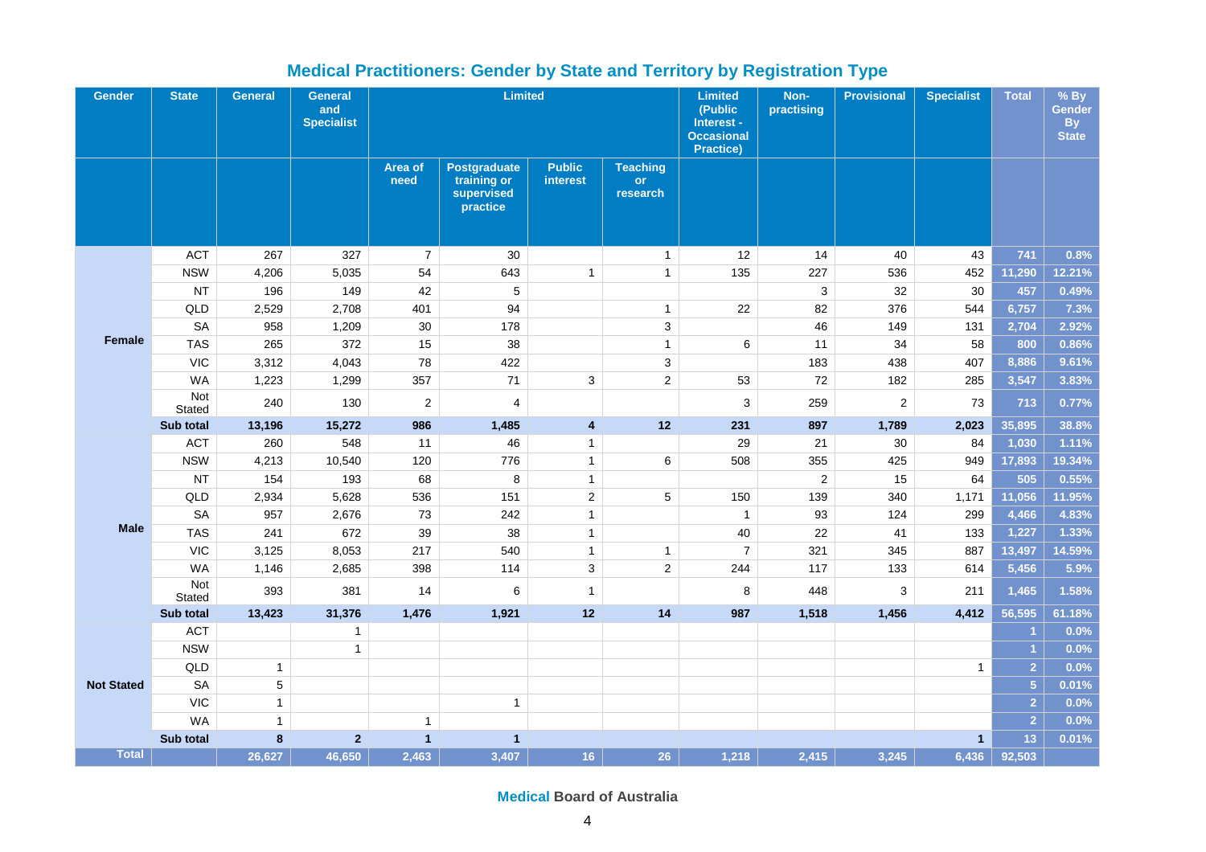# Medical Practitioners: Gender by State and Territory by Registration Type

| Gender | State | General | General and Specialist | Limited | | | | Limited (Public Interest - Occasional Practice) | Non-practising | Provisional | Specialist | Total | % By Gender By State |
|---|---|---|---|---|---|---|---|---|---|---|---|---|---|
| | | | | Area of need | Postgraduate training or supervised practice | Public interest | Teaching or research | | | | | | |
| Female | ACT | 267 | 327 | 7 | 30 | | 1 | 12 | 14 | 40 | 43 | 741 | 0.8% |
| | NSW | 4,206 | 5,035 | 54 | 643 | 1 | 1 | 135 | 227 | 536 | 452 | 11,290 | 12.21% |
| | NT | 196 | 149 | 42 | 5 | | | | 3 | 32 | 30 | 457 | 0.49% |
| | QLD | 2,529 | 2,708 | 401 | 94 | | 1 | 22 | 82 | 376 | 544 | 6,757 | 7.3% |
| | SA | 958 | 1,209 | 30 | 178 | | 3 | | 46 | 149 | 131 | 2,704 | 2.92% |
| | TAS | 265 | 372 | 15 | 38 | | 1 | 6 | 11 | 34 | 58 | 800 | 0.86% |
| | VIC | 3,312 | 4,043 | 78 | 422 | | 3 | | 183 | 438 | 407 | 8,886 | 9.61% |
| | WA | 1,223 | 1,299 | 357 | 71 | 3 | 2 | 53 | 72 | 182 | 285 | 3,547 | 3.83% |
| | Not Stated | 240 | 130 | 2 | 4 | | | 3 | 259 | 2 | 73 | 713 | 0.77% |
| | **Sub total** | **13,196** | **15,272** | **986** | **1,485** | **4** | **12** | **231** | **897** | **1,789** | **2,023** | **35,895** | **38.8%** |
| Male | ACT | 260 | 548 | 11 | 46 | 1 | | 29 | 21 | 30 | 84 | 1,030 | 1.11% |
| | NSW | 4,213 | 10,540 | 120 | 776 | 1 | 6 | 508 | 355 | 425 | 949 | 17,893 | 19.34% |
| | NT | 154 | 193 | 68 | 8 | 1 | | | 2 | 15 | 64 | 505 | 0.55% |
| | QLD | 2,934 | 5,628 | 536 | 151 | 2 | 5 | 150 | 139 | 340 | 1,171 | 11,056 | 11.95% |
| | SA | 957 | 2,676 | 73 | 242 | 1 | | 1 | 93 | 124 | 299 | 4,466 | 4.83% |
| | TAS | 241 | 672 | 39 | 38 | 1 | | 40 | 22 | 41 | 133 | 1,227 | 1.33% |
| | VIC | 3,125 | 8,053 | 217 | 540 | 1 | 1 | 7 | 321 | 345 | 887 | 13,497 | 14.59% |
| | WA | 1,146 | 2,685 | 398 | 114 | 3 | 2 | 244 | 117 | 133 | 614 | 5,456 | 5.9% |
| | Not Stated | 393 | 381 | 14 | 6 | 1 | | 8 | 448 | 3 | 211 | 1,465 | 1.58% |
| | **Sub total** | **13,423** | **31,376** | **1,476** | **1,921** | **12** | **14** | **987** | **1,518** | **1,456** | **4,412** | **56,595** | **61.18%** |
| Not Stated | ACT | | 1 | | | | | | | | | 1 | 0.0% |
| | NSW | | 1 | | | | | | | | | 1 | 0.0% |
| | QLD | 1 | | | | | | | | | 1 | 2 | 0.0% |
| | SA | 5 | | | | | | | | | | 5 | 0.01% |
| | VIC | 1 | | | 1 | | | | | | | 2 | 0.0% |
| | WA | 1 | | 1 | | | | | | | | 2 | 0.0% |
| | **Sub total** | **8** | **2** | **1** | **1** | | | | | | **1** | **13** | **0.01%** |
| **Total** | | **26,627** | **46,650** | **2,463** | **3,407** | **16** | **26** | **1,218** | **2,415** | **3,245** | **6,436** | **92,503** | |

Medical Board of Australia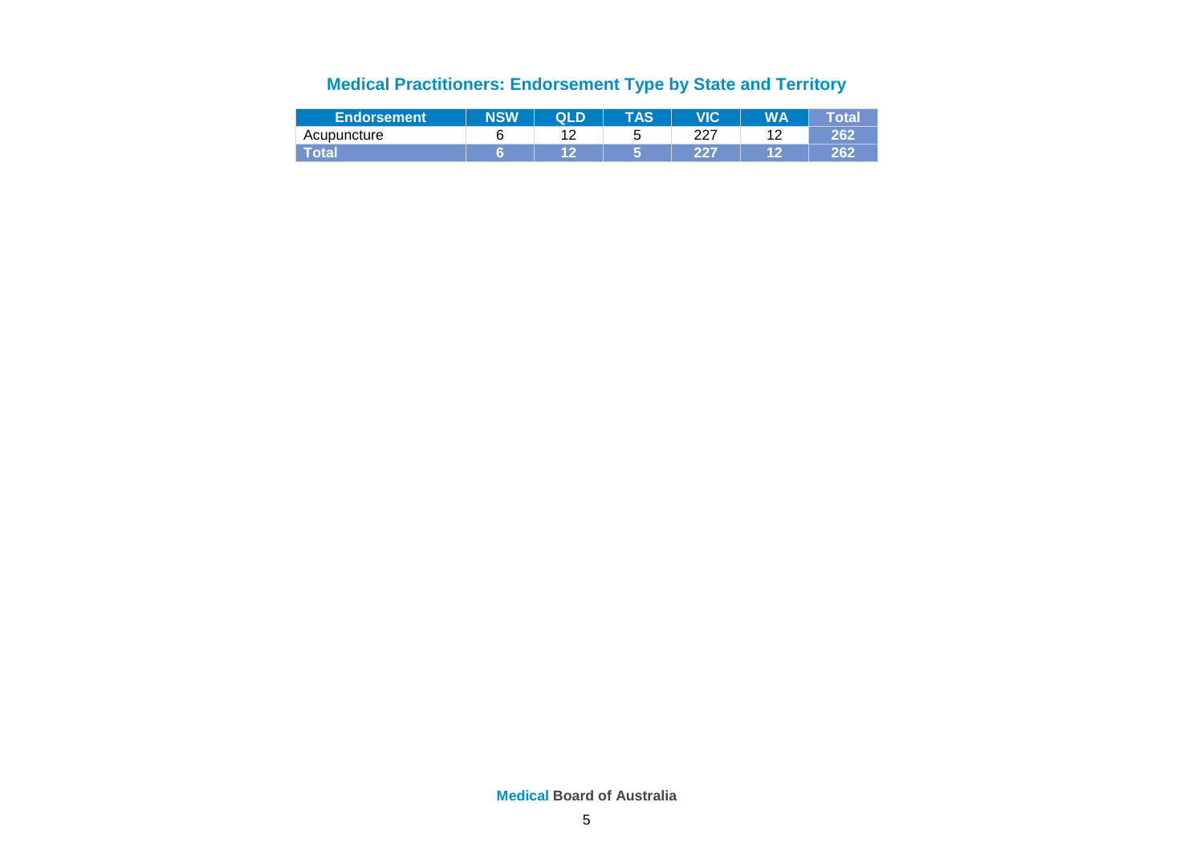## Medical Practitioners: Endorsement Type by State and Territory

| Endorsement | NSW | QLD | TAS | VIC | WA | Total |
|---|---|---|---|---|---|---|
| Acupuncture | 6 | 12 | 5 | 227 | 12 | 262 |
| **Total** | **6** | **12** | **5** | **227** | **12** | **262** |